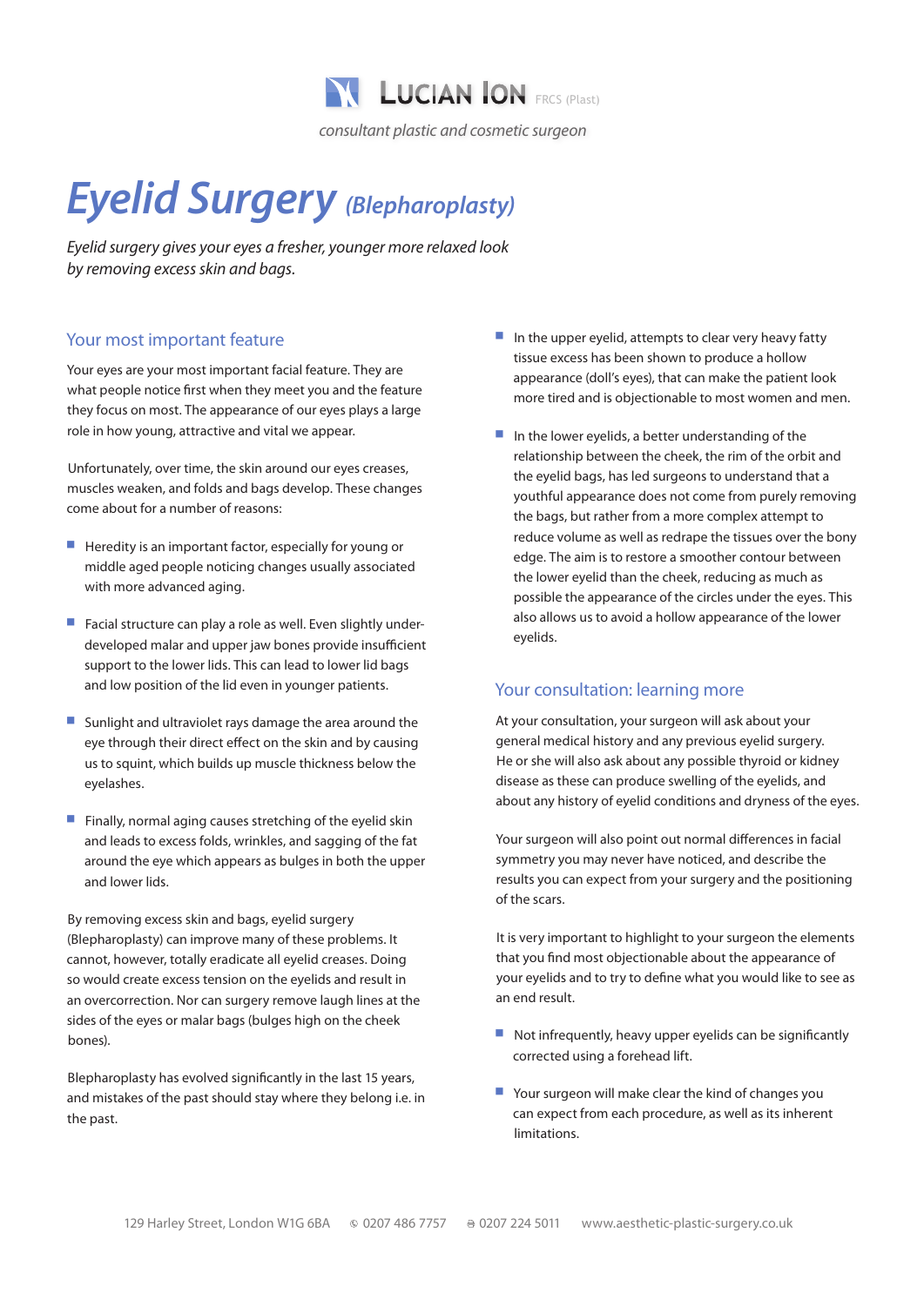LUCIAN ION FRCS (Plast)

*consultant plastic and cosmetic surgeon*

# Eyelid Surgery *(Blepharoplasty)*

*Eyelid surgery gives your eyes a fresher, younger more relaxed look by removing excess skin and bags.*

## Your most important feature

Your eyes are your most important facial feature. They are what people notice first when they meet you and the feature they focus on most. The appearance of our eyes plays a large role in how young, attractive and vital we appear.

Unfortunately, over time, the skin around our eyes creases, muscles weaken, and folds and bags develop. These changes come about for a number of reasons:

- Heredity is an important factor, especially for young or middle aged people noticing changes usually associated with more advanced aging.
- Facial structure can play a role as well. Even slightly under-developed malar and upper jaw bones provide insufficient support to the lower lids. This can lead to lower lid bags and low position of the lid even in younger patients.
- Sunlight and ultraviolet rays damage the area around the eye through their direct effect on the skin and by causing us to squint, which builds up muscle thickness below the eyelashes.
- Finally, normal aging causes stretching of the eyelid skin and leads to excess folds, wrinkles, and sagging of the fat around the eye which appears as bulges in both the upper and lower lids.

By removing excess skin and bags, eyelid surgery (Blepharoplasty) can improve many of these problems. It cannot, however, totally eradicate all eyelid creases. Doing so would create excess tension on the eyelids and result in an overcorrection. Nor can surgery remove laugh lines at the sides of the eyes or malar bags (bulges high on the cheek bones).

Blepharoplasty has evolved significantly in the last 15 years, and mistakes of the past should stay where they belong i.e. in the past.

- In the upper eyelid, attempts to clear very heavy fatty tissue excess has been shown to produce a hollow appearance (doll's eyes), that can make the patient look more tired and is objectionable to most women and men.
- In the lower eyelids, a better understanding of the relationship between the cheek, the rim of the orbit and the eyelid bags, has led surgeons to understand that a youthful appearance does not come from purely removing the bags, but rather from a more complex attempt to reduce volume as well as redrape the tissues over the bony edge. The aim is to restore a smoother contour between the lower eyelid than the cheek, reducing as much as possible the appearance of the circles under the eyes. This also allows us to avoid a hollow appearance of the lower eyelids.

## Your consultation: learning more

At your consultation, your surgeon will ask about your general medical history and any previous eyelid surgery. He or she will also ask about any possible thyroid or kidney disease as these can produce swelling of the eyelids, and about any history of eyelid conditions and dryness of the eyes.

Your surgeon will also point out normal differences in facial symmetry you may never have noticed, and describe the results you can expect from your surgery and the positioning of the scars.

It is very important to highlight to your surgeon the elements that you find most objectionable about the appearance of your eyelids and to try to define what you would like to see as an end result.

- Not infrequently, heavy upper eyelids can be significantly corrected using a forehead lift.
- Your surgeon will make clear the kind of changes you can expect from each procedure, as well as its inherent limitations.

129 Harley Street, London W1G 6BA © 0207 486 7757 ⎙ 0207 224 5011 www.aesthetic-plastic-surgery.co.uk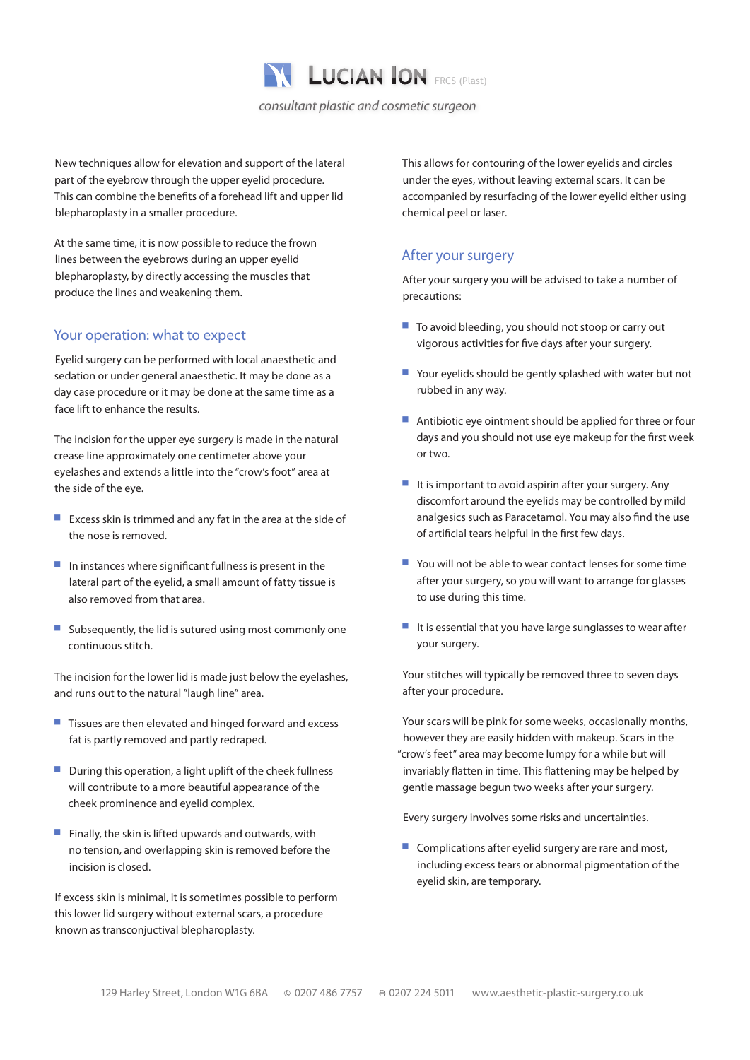New techniques allow for elevation and support of the lateral part of the eyebrow through the upper eyelid procedure. This can combine the benefits of a forehead lift and upper lid blepharoplasty in a smaller procedure.

At the same time, it is now possible to reduce the frown lines between the eyebrows during an upper eyelid blepharoplasty, by directly accessing the muscles that produce the lines and weakening them.

## Your operation: what to expect

Eyelid surgery can be performed with local anaesthetic and sedation or under general anaesthetic. It may be done as a day case procedure or it may be done at the same time as a face lift to enhance the results.

The incision for the upper eye surgery is made in the natural crease line approximately one centimeter above your eyelashes and extends a little into the "crow's foot" area at the side of the eye.

- Excess skin is trimmed and any fat in the area at the side of the nose is removed.
- In instances where significant fullness is present in the lateral part of the eyelid, a small amount of fatty tissue is also removed from that area.
- Subsequently, the lid is sutured using most commonly one continuous stitch.

The incision for the lower lid is made just below the eyelashes, and runs out to the natural "laugh line" area.

- Tissues are then elevated and hinged forward and excess fat is partly removed and partly redraped.
- During this operation, a light uplift of the cheek fullness will contribute to a more beautiful appearance of the cheek prominence and eyelid complex.
- Finally, the skin is lifted upwards and outwards, with no tension, and overlapping skin is removed before the incision is closed.

If excess skin is minimal, it is sometimes possible to perform this lower lid surgery without external scars, a procedure known as transconjuctival blepharoplasty.

This allows for contouring of the lower eyelids and circles under the eyes, without leaving external scars. It can be accompanied by resurfacing of the lower eyelid either using chemical peel or laser.

## After your surgery

After your surgery you will be advised to take a number of precautions:

- To avoid bleeding, you should not stoop or carry out vigorous activities for five days after your surgery.
- Your eyelids should be gently splashed with water but not rubbed in any way.
- Antibiotic eye ointment should be applied for three or four days and you should not use eye makeup for the first week or two.
- It is important to avoid aspirin after your surgery. Any discomfort around the eyelids may be controlled by mild analgesics such as Paracetamol. You may also find the use of artificial tears helpful in the first few days.
- You will not be able to wear contact lenses for some time after your surgery, so you will want to arrange for glasses to use during this time.
- It is essential that you have large sunglasses to wear after your surgery.

Your stitches will typically be removed three to seven days after your procedure.

Your scars will be pink for some weeks, occasionally months, however they are easily hidden with makeup. Scars in the "crow's feet" area may become lumpy for a while but will invariably flatten in time. This flattening may be helped by gentle massage begun two weeks after your surgery.

Every surgery involves some risks and uncertainties.

- Complications after eyelid surgery are rare and most, including excess tears or abnormal pigmentation of the eyelid skin, are temporary.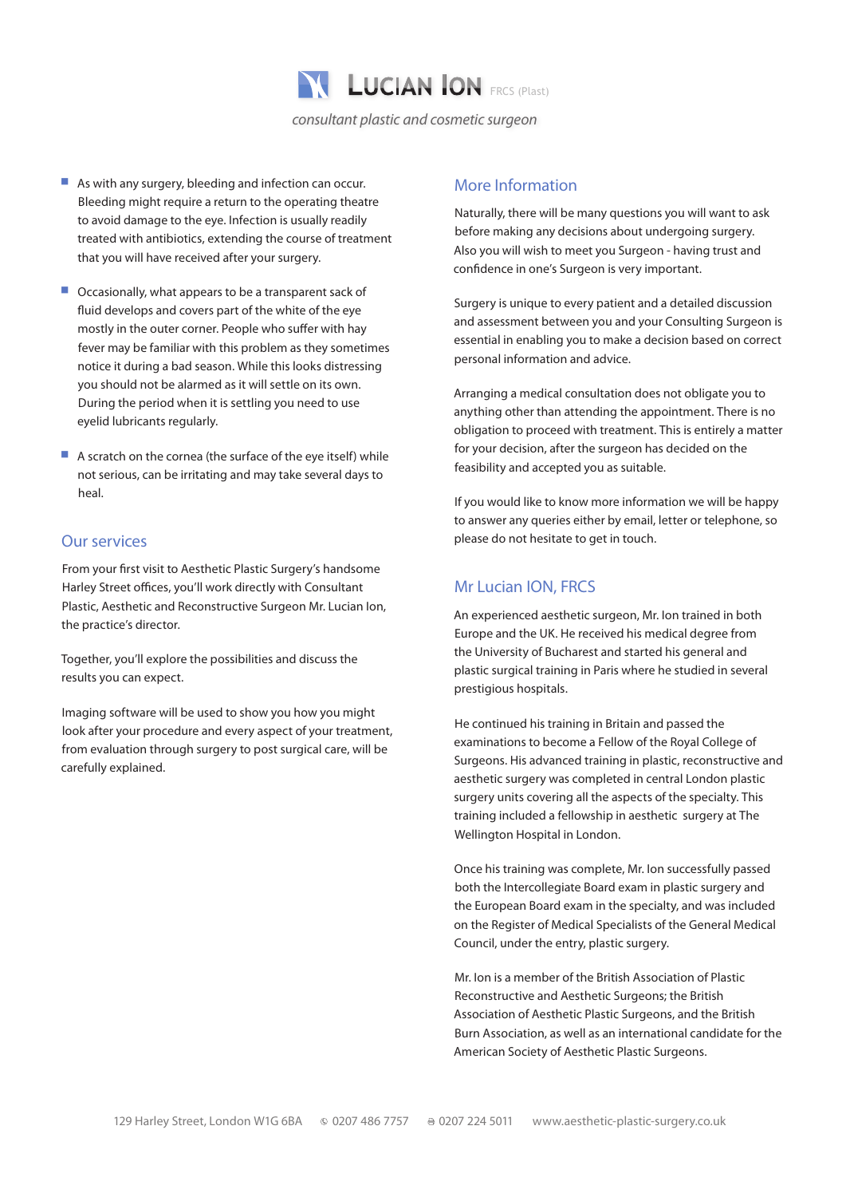- As with any surgery, bleeding and infection can occur. Bleeding might require a return to the operating theatre to avoid damage to the eye. Infection is usually readily treated with antibiotics, extending the course of treatment that you will have received after your surgery.
- Occasionally, what appears to be a transparent sack of fluid develops and covers part of the white of the eye mostly in the outer corner. People who suffer with hay fever may be familiar with this problem as they sometimes notice it during a bad season. While this looks distressing you should not be alarmed as it will settle on its own. During the period when it is settling you need to use eyelid lubricants regularly.
- A scratch on the cornea (the surface of the eye itself) while not serious, can be irritating and may take several days to heal.

## Our services

From your first visit to Aesthetic Plastic Surgery's handsome Harley Street offices, you'll work directly with Consultant Plastic, Aesthetic and Reconstructive Surgeon Mr. Lucian Ion, the practice's director.

Together, you'll explore the possibilities and discuss the results you can expect.

Imaging software will be used to show you how you might look after your procedure and every aspect of your treatment, from evaluation through surgery to post surgical care, will be carefully explained.

## More Information

Naturally, there will be many questions you will want to ask before making any decisions about undergoing surgery. Also you will wish to meet you Surgeon - having trust and confidence in one's Surgeon is very important.

Surgery is unique to every patient and a detailed discussion and assessment between you and your Consulting Surgeon is essential in enabling you to make a decision based on correct personal information and advice.

Arranging a medical consultation does not obligate you to anything other than attending the appointment. There is no obligation to proceed with treatment. This is entirely a matter for your decision, after the surgeon has decided on the feasibility and accepted you as suitable.

If you would like to know more information we will be happy to answer any queries either by email, letter or telephone, so please do not hesitate to get in touch.

## Mr Lucian ION, FRCS

An experienced aesthetic surgeon, Mr. Ion trained in both Europe and the UK. He received his medical degree from the University of Bucharest and started his general and plastic surgical training in Paris where he studied in several prestigious hospitals.

He continued his training in Britain and passed the examinations to become a Fellow of the Royal College of Surgeons. His advanced training in plastic, reconstructive and aesthetic surgery was completed in central London plastic surgery units covering all the aspects of the specialty. This training included a fellowship in aesthetic surgery at The Wellington Hospital in London.

Once his training was complete, Mr. Ion successfully passed both the Intercollegiate Board exam in plastic surgery and the European Board exam in the specialty, and was included on the Register of Medical Specialists of the General Medical Council, under the entry, plastic surgery.

Mr. Ion is a member of the British Association of Plastic Reconstructive and Aesthetic Surgeons; the British Association of Aesthetic Plastic Surgeons, and the British Burn Association, as well as an international candidate for the American Society of Aesthetic Plastic Surgeons.